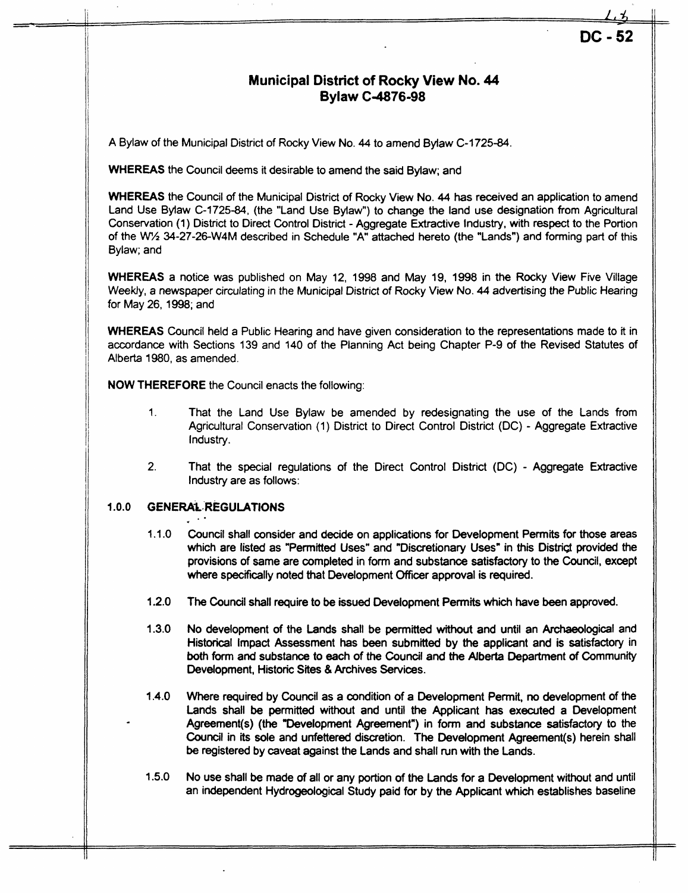DC - 52

# Municipal District of Rocky View No. 44
## Bylaw C-4876-98

A Bylaw of the Municipal District of Rocky View No. 44 to amend Bylaw C-1725-84.

**WHEREAS** the Council deems it desirable to amend the said Bylaw; and

**WHEREAS** the Council of the Municipal District of Rocky View No. 44 has received an application to amend Land Use Bylaw C-1725-84, (the "Land Use Bylaw") to change the land use designation from Agricultural Conservation (1) District to Direct Control District - Aggregate Extractive Industry, with respect to the Portion of the W½ 34-27-26-W4M described in Schedule "A" attached hereto (the "Lands") and forming part of this Bylaw; and

**WHEREAS** a notice was published on May 12, 1998 and May 19, 1998 in the Rocky View Five Village Weekly, a newspaper circulating in the Municipal District of Rocky View No. 44 advertising the Public Hearing for May 26, 1998; and

**WHEREAS** Council held a Public Hearing and have given consideration to the representations made to it in accordance with Sections 139 and 140 of the Planning Act being Chapter P-9 of the Revised Statutes of Alberta 1980, as amended.

**NOW THEREFORE** the Council enacts the following:

1. That the Land Use Bylaw be amended by redesignating the use of the Lands from Agricultural Conservation (1) District to Direct Control District (DC) - Aggregate Extractive Industry.

2. That the special regulations of the Direct Control District (DC) - Aggregate Extractive Industry are as follows:

**1.0.0 GENERAL REGULATIONS**

1.1.0 Council shall consider and decide on applications for Development Permits for those areas which are listed as "Permitted Uses" and "Discretionary Uses" in this District provided the provisions of same are completed in form and substance satisfactory to the Council, except where specifically noted that Development Officer approval is required.

1.2.0 The Council shall require to be issued Development Permits which have been approved.

1.3.0 No development of the Lands shall be permitted without and until an Archaeological and Historical Impact Assessment has been submitted by the applicant and is satisfactory in both form and substance to each of the Council and the Alberta Department of Community Development, Historic Sites & Archives Services.

1.4.0 Where required by Council as a condition of a Development Permit, no development of the Lands shall be permitted without and until the Applicant has executed a Development Agreement(s) (the "Development Agreement") in form and substance satisfactory to the Council in its sole and unfettered discretion. The Development Agreement(s) herein shall be registered by caveat against the Lands and shall run with the Lands.

1.5.0 No use shall be made of all or any portion of the Lands for a Development without and until an independent Hydrogeological Study paid for by the Applicant which establishes baseline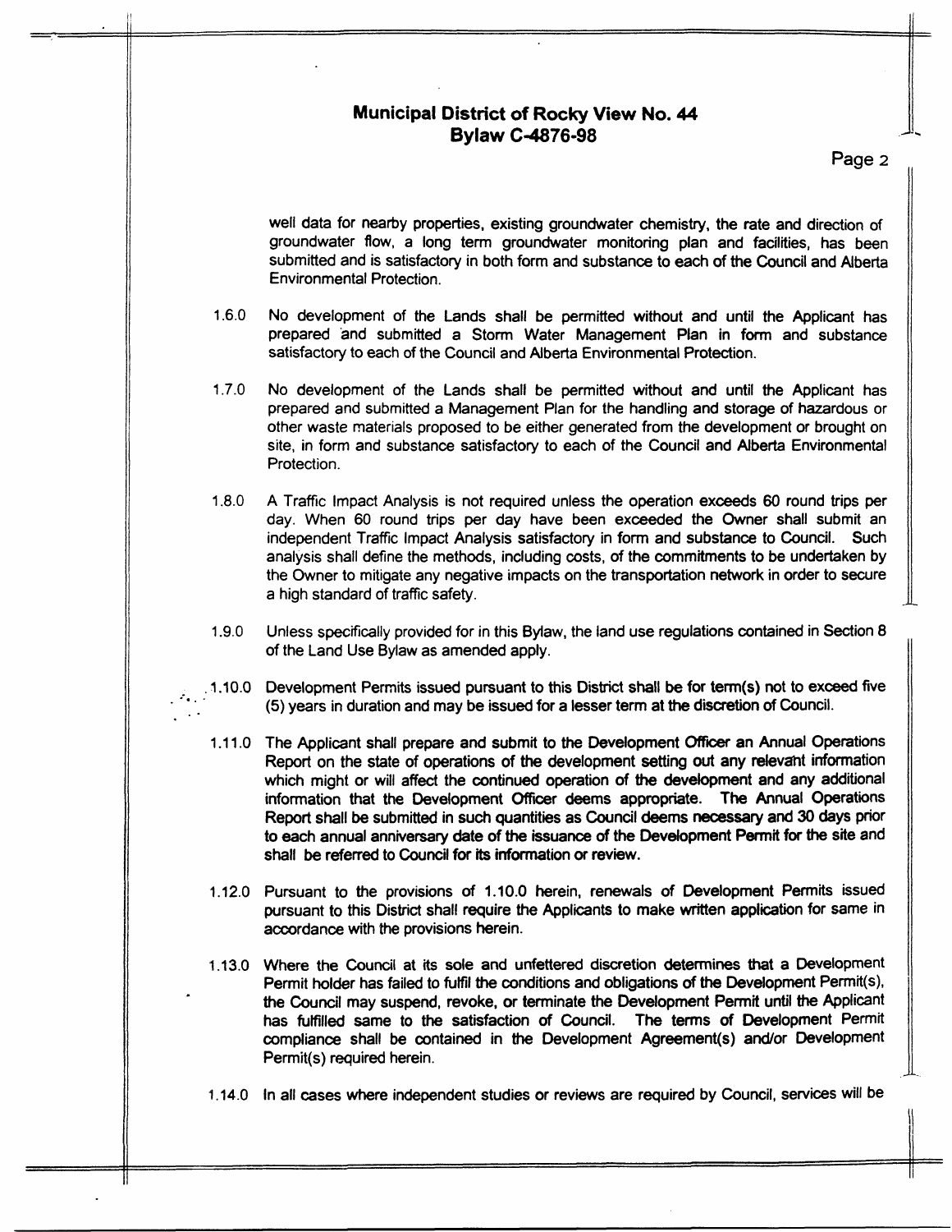well data for nearby properties, existing groundwater chemistry, the rate and direction of groundwater flow, a long term groundwater monitoring plan and facilities, has been submitted and is satisfactory in both form and substance to each of the Council and Alberta Environmental Protection.

1.6.0 No development of the Lands shall be permitted without and until the Applicant has prepared and submitted a Storm Water Management Plan in form and substance satisfactory to each of the Council and Alberta Environmental Protection.

1.7.0 No development of the Lands shall be permitted without and until the Applicant has prepared and submitted a Management Plan for the handling and storage of hazardous or other waste materials proposed to be either generated from the development or brought on site, in form and substance satisfactory to each of the Council and Alberta Environmental Protection.

1.8.0 A Traffic Impact Analysis is not required unless the operation exceeds 60 round trips per day. When 60 round trips per day have been exceeded the Owner shall submit an independent Traffic Impact Analysis satisfactory in form and substance to Council. Such analysis shall define the methods, including costs, of the commitments to be undertaken by the Owner to mitigate any negative impacts on the transportation network in order to secure a high standard of traffic safety.

1.9.0 Unless specifically provided for in this Bylaw, the land use regulations contained in Section 8 of the Land Use Bylaw as amended apply.

1.10.0 Development Permits issued pursuant to this District shall be for term(s) not to exceed five (5) years in duration and may be issued for a lesser term at the discretion of Council.

1.11.0 The Applicant shall prepare and submit to the Development Officer an Annual Operations Report on the state of operations of the development setting out any relevant information which might or will affect the continued operation of the development and any additional information that the Development Officer deems appropriate. The Annual Operations Report shall be submitted in such quantities as Council deems necessary and 30 days prior to each annual anniversary date of the issuance of the Development Permit for the site and shall be referred to Council for its information or review.

1.12.0 Pursuant to the provisions of 1.10.0 herein, renewals of Development Permits issued pursuant to this District shall require the Applicants to make written application for same in accordance with the provisions herein.

1.13.0 Where the Council at its sole and unfettered discretion determines that a Development Permit holder has failed to fulfil the conditions and obligations of the Development Permit(s), the Council may suspend, revoke, or terminate the Development Permit until the Applicant has fulfilled same to the satisfaction of Council. The terms of Development Permit compliance shall be contained in the Development Agreement(s) and/or Development Permit(s) required herein.

1.14.0 In all cases where independent studies or reviews are required by Council, services will be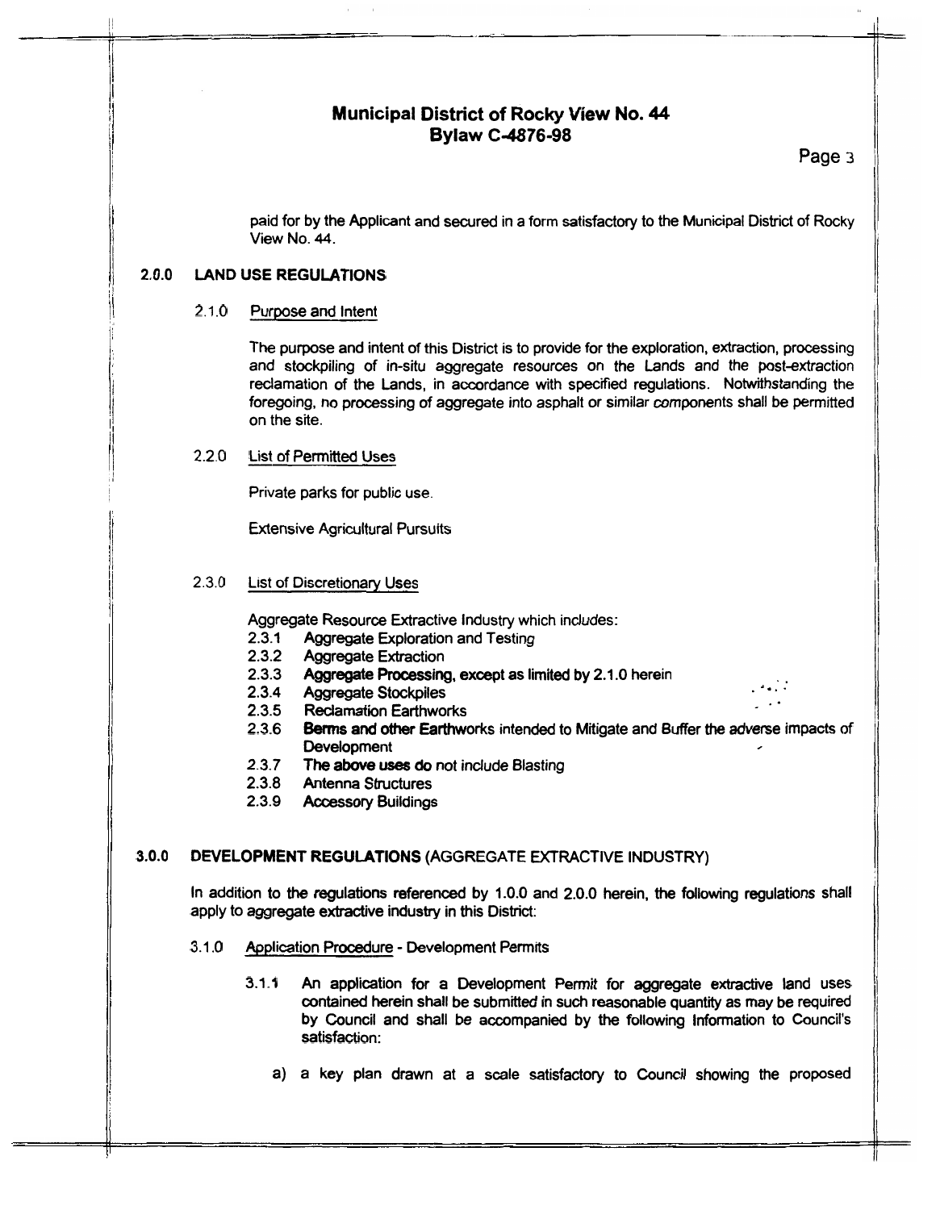paid for by the Applicant and secured in a form satisfactory to the Municipal District of Rocky View No. 44.

## 2.0.0 LAND USE REGULATIONS

### 2.1.0 Purpose and Intent

The purpose and intent of this District is to provide for the exploration, extraction, processing and stockpiling of in-situ aggregate resources on the Lands and the post-extraction reclamation of the Lands, in accordance with specified regulations. Notwithstanding the foregoing, no processing of aggregate into asphalt or similar components shall be permitted on the site.

### 2.2.0 List of Permitted Uses

Private parks for public use.

Extensive Agricultural Pursuits

### 2.3.0 List of Discretionary Uses

Aggregate Resource Extractive Industry which includes:

- 2.3.1 Aggregate Exploration and Testing
- 2.3.2 Aggregate Extraction
- 2.3.3 Aggregate Processing, except as limited by 2.1.0 herein
- 2.3.4 Aggregate Stockpiles
- 2.3.5 Reclamation Earthworks
- 2.3.6 Berms and other Earthworks intended to Mitigate and Buffer the adverse impacts of Development
- 2.3.7 The above uses do not include Blasting
- 2.3.8 Antenna Structures
- 2.3.9 Accessory Buildings

## 3.0.0 DEVELOPMENT REGULATIONS (AGGREGATE EXTRACTIVE INDUSTRY)

In addition to the regulations referenced by 1.0.0 and 2.0.0 herein, the following regulations shall apply to aggregate extractive industry in this District:

### 3.1.0 Application Procedure - Development Permits

3.1.1 An application for a Development Permit for aggregate extractive land uses contained herein shall be submitted in such reasonable quantity as may be required by Council and shall be accompanied by the following Information to Council's satisfaction:

a) a key plan drawn at a scale satisfactory to Council showing the proposed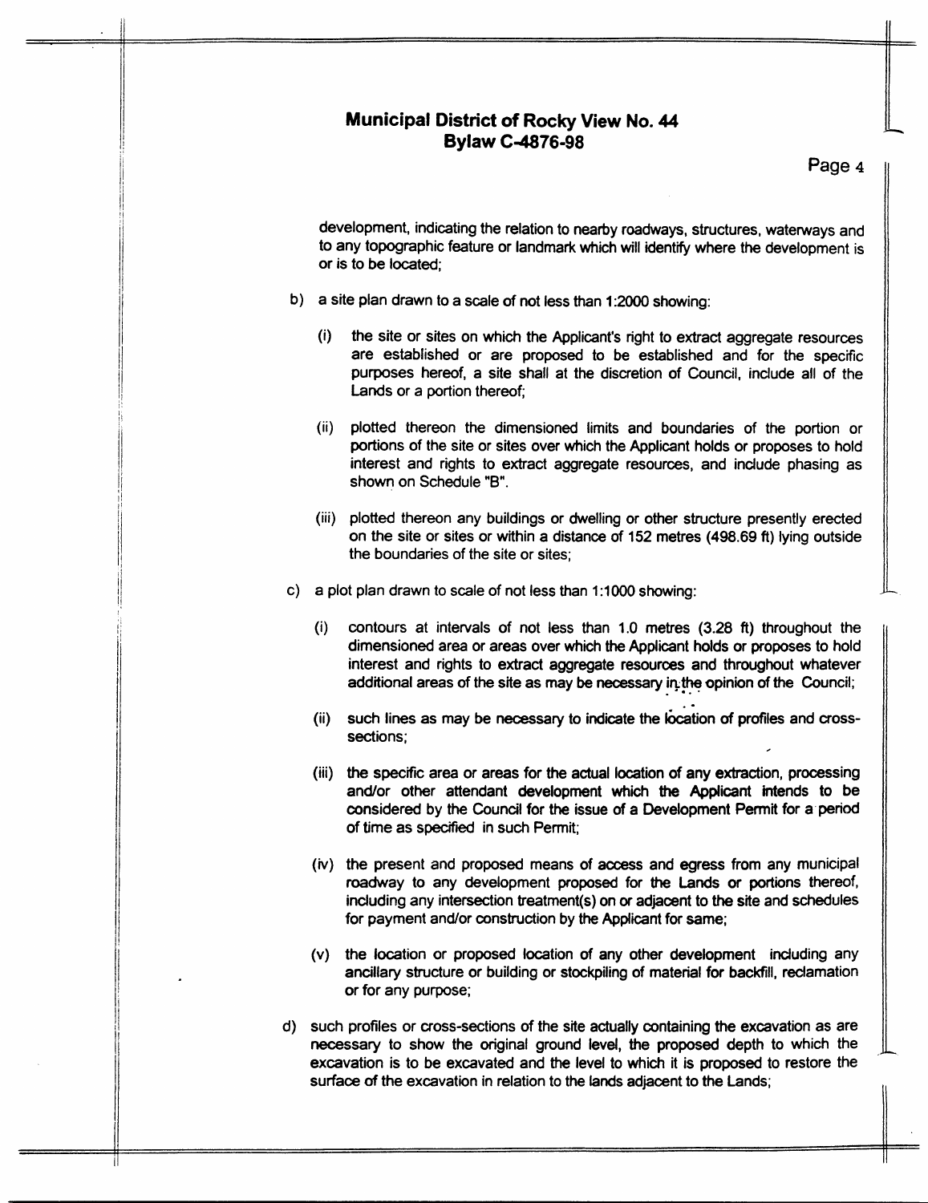development, indicating the relation to nearby roadways, structures, waterways and to any topographic feature or landmark which will identify where the development is or is to be located;

b) a site plan drawn to a scale of not less than 1:2000 showing:

   (i) the site or sites on which the Applicant's right to extract aggregate resources are established or are proposed to be established and for the specific purposes hereof, a site shall at the discretion of Council, include all of the Lands or a portion thereof;

   (ii) plotted thereon the dimensioned limits and boundaries of the portion or portions of the site or sites over which the Applicant holds or proposes to hold interest and rights to extract aggregate resources, and include phasing as shown on Schedule "B".

   (iii) plotted thereon any buildings or dwelling or other structure presently erected on the site or sites or within a distance of 152 metres (498.69 ft) lying outside the boundaries of the site or sites;

c) a plot plan drawn to scale of not less than 1:1000 showing:

   (i) contours at intervals of not less than 1.0 metres (3.28 ft) throughout the dimensioned area or areas over which the Applicant holds or proposes to hold interest and rights to extract aggregate resources and throughout whatever additional areas of the site as may be necessary in the opinion of the Council;

   (ii) such lines as may be necessary to indicate the location of profiles and cross-sections;

   (iii) the specific area or areas for the actual location of any extraction, processing and/or other attendant development which the Applicant intends to be considered by the Council for the issue of a Development Permit for a period of time as specified in such Permit;

   (iv) the present and proposed means of access and egress from any municipal roadway to any development proposed for the Lands or portions thereof, including any intersection treatment(s) on or adjacent to the site and schedules for payment and/or construction by the Applicant for same;

   (v) the location or proposed location of any other development including any ancillary structure or building or stockpiling of material for backfill, reclamation or for any purpose;

d) such profiles or cross-sections of the site actually containing the excavation as are necessary to show the original ground level, the proposed depth to which the excavation is to be excavated and the level to which it is proposed to restore the surface of the excavation in relation to the lands adjacent to the Lands;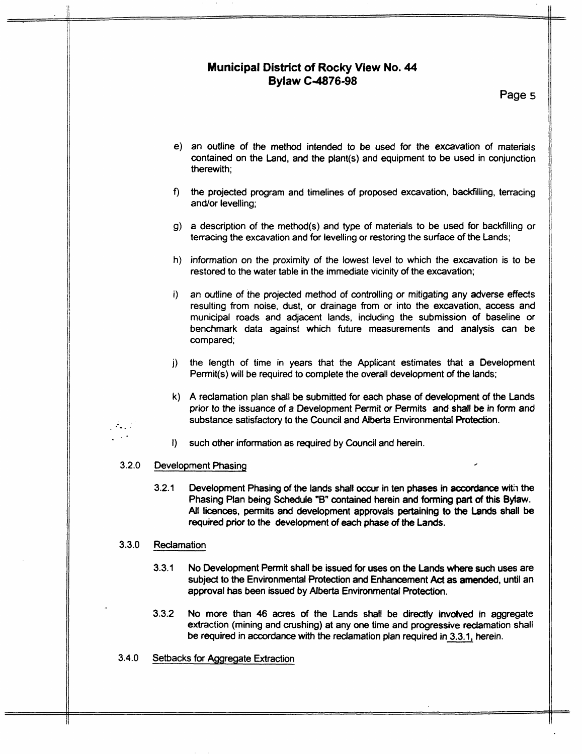e) an outline of the method intended to be used for the excavation of materials contained on the Land, and the plant(s) and equipment to be used in conjunction therewith;

f) the projected program and timelines of proposed excavation, backfilling, terracing and/or levelling;

g) a description of the method(s) and type of materials to be used for backfilling or terracing the excavation and for levelling or restoring the surface of the Lands;

h) information on the proximity of the lowest level to which the excavation is to be restored to the water table in the immediate vicinity of the excavation;

i) an outline of the projected method of controlling or mitigating any adverse effects resulting from noise, dust, or drainage from or into the excavation, access and municipal roads and adjacent lands, including the submission of baseline or benchmark data against which future measurements and analysis can be compared;

j) the length of time in years that the Applicant estimates that a Development Permit(s) will be required to complete the overall development of the lands;

k) A reclamation plan shall be submitted for each phase of development of the Lands prior to the issuance of a Development Permit or Permits and shall be in form and substance satisfactory to the Council and Alberta Environmental Protection.

l) such other information as required by Council and herein.

3.2.0 Development Phasing

3.2.1 **Development Phasing of the lands shall occur in ten phases in accordance with the Phasing Plan being Schedule "B" contained herein and forming part of this Bylaw. All licences, permits and development approvals pertaining to the Lands shall be required prior to the development of each phase of the Lands.**

3.3.0 Reclamation

3.3.1 **No Development Permit shall be issued for uses on the Lands where such uses are subject to the Environmental Protection and Enhancement Act as amended, until an approval has been issued by Alberta Environmental Protection.**

3.3.2 No more than 46 acres of the Lands shall be directly involved in aggregate extraction (mining and crushing) at any one time and progressive reclamation shall be required in accordance with the reclamation plan required in 3.3.1, herein.

3.4.0 Setbacks for Aggregate Extraction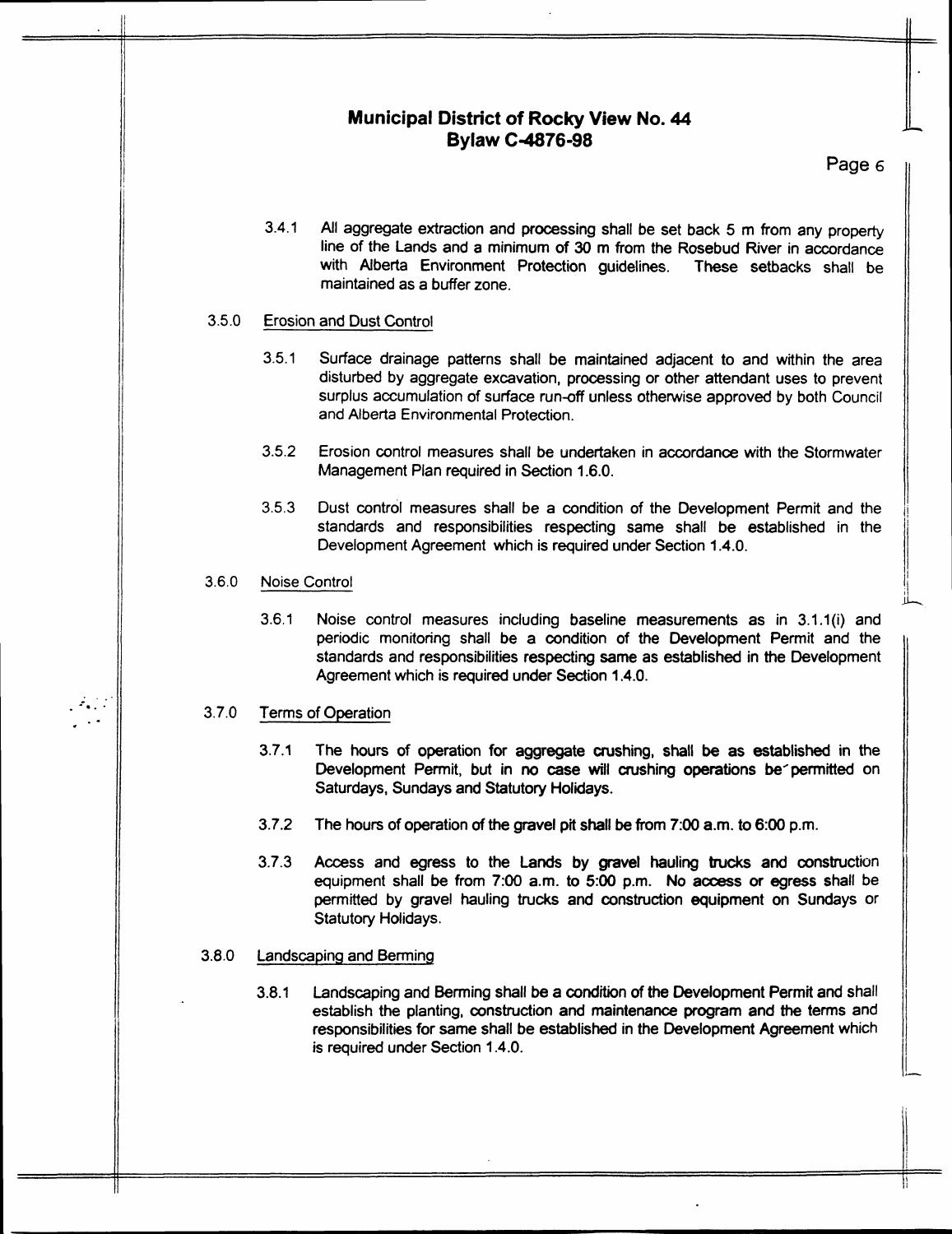3.4.1 All aggregate extraction and processing shall be set back 5 m from any property line of the Lands and a minimum of 30 m from the Rosebud River in accordance with Alberta Environment Protection guidelines. These setbacks shall be maintained as a buffer zone.

3.5.0 Erosion and Dust Control

3.5.1 Surface drainage patterns shall be maintained adjacent to and within the area disturbed by aggregate excavation, processing or other attendant uses to prevent surplus accumulation of surface run-off unless otherwise approved by both Council and Alberta Environmental Protection.

3.5.2 Erosion control measures shall be undertaken in accordance with the Stormwater Management Plan required in Section 1.6.0.

3.5.3 Dust control measures shall be a condition of the Development Permit and the standards and responsibilities respecting same shall be established in the Development Agreement which is required under Section 1.4.0.

3.6.0 Noise Control

3.6.1 Noise control measures including baseline measurements as in 3.1.1(i) and periodic monitoring shall be a condition of the Development Permit and the standards and responsibilities respecting same as established in the Development Agreement which is required under Section 1.4.0.

3.7.0 Terms of Operation

3.7.1 The hours of operation for aggregate crushing, shall be as established in the Development Permit, but in no case will crushing operations be permitted on Saturdays, Sundays and Statutory Holidays.

3.7.2 The hours of operation of the gravel pit shall be from 7:00 a.m. to 6:00 p.m.

3.7.3 Access and egress to the Lands by gravel hauling trucks and construction equipment shall be from 7:00 a.m. to 5:00 p.m. No access or egress shall be permitted by gravel hauling trucks and construction equipment on Sundays or Statutory Holidays.

3.8.0 Landscaping and Berming

3.8.1 Landscaping and Berming shall be a condition of the Development Permit and shall establish the planting, construction and maintenance program and the terms and responsibilities for same shall be established in the Development Agreement which is required under Section 1.4.0.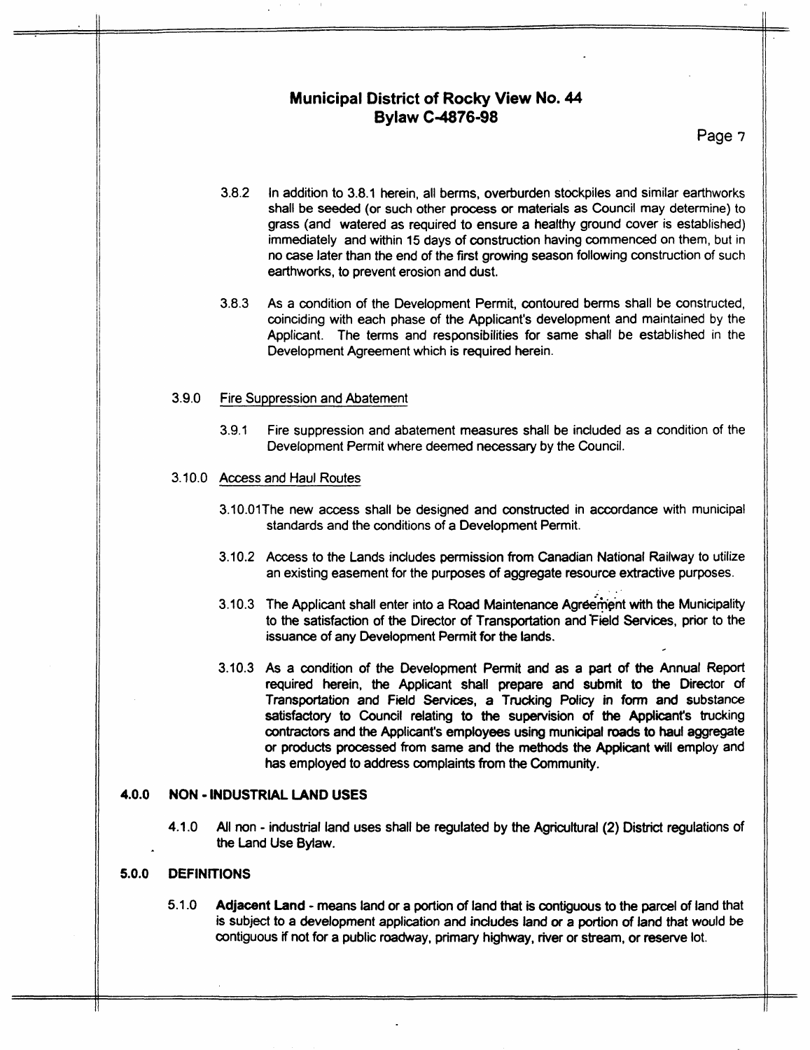3.8.2 In addition to 3.8.1 herein, all berms, overburden stockpiles and similar earthworks shall be seeded (or such other process or materials as Council may determine) to grass (and watered as required to ensure a healthy ground cover is established) immediately and within 15 days of construction having commenced on them, but in no case later than the end of the first growing season following construction of such earthworks, to prevent erosion and dust.

3.8.3 As a condition of the Development Permit, contoured berms shall be constructed, coinciding with each phase of the Applicant's development and maintained by the Applicant. The terms and responsibilities for same shall be established in the Development Agreement which is required herein.

3.9.0 Fire Suppression and Abatement

3.9.1 Fire suppression and abatement measures shall be included as a condition of the Development Permit where deemed necessary by the Council.

3.10.0 Access and Haul Routes

3.10.01The new access shall be designed and constructed in accordance with municipal standards and the conditions of a Development Permit.

3.10.2 Access to the Lands includes permission from Canadian National Railway to utilize an existing easement for the purposes of aggregate resource extractive purposes.

3.10.3 The Applicant shall enter into a Road Maintenance Agreement with the Municipality to the satisfaction of the Director of Transportation and Field Services, prior to the issuance of any Development Permit for the lands.

3.10.3 As a condition of the Development Permit and as a part of the Annual Report required herein, the Applicant shall prepare and submit to the Director of Transportation and Field Services, a Trucking Policy in form and substance satisfactory to Council relating to the supervision of the Applicant's trucking contractors and the Applicant's employees using municipal roads to haul aggregate or products processed from same and the methods the Applicant will employ and has employed to address complaints from the Community.

## 4.0.0 NON - INDUSTRIAL LAND USES

4.1.0 All non - industrial land uses shall be regulated by the Agricultural (2) District regulations of the Land Use Bylaw.

## 5.0.0 DEFINITIONS

5.1.0 **Adjacent Land** - means land or a portion of land that is contiguous to the parcel of land that is subject to a development application and includes land or a portion of land that would be contiguous if not for a public roadway, primary highway, river or stream, or reserve lot.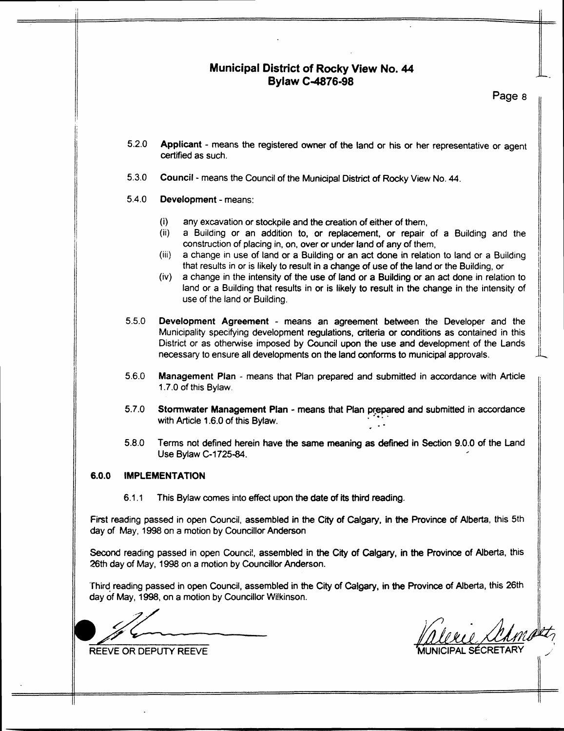- 5.2.0 **Applicant** - means the registered owner of the land or his or her representative or agent certified as such.

- 5.3.0 **Council** - means the Council of the Municipal District of Rocky View No. 44.

- 5.4.0 **Development** - means:

  - (i) any excavation or stockpile and the creation of either of them,
  - (ii) a Building or an addition to, or replacement, or repair of a Building and the construction of placing in, on, over or under land of any of them,
  - (iii) a change in use of land or a Building or an act done in relation to land or a Building that results in or is likely to result in a change of use of the land or the Building, or
  - (iv) a change in the intensity of the use of land or a Building or an act done in relation to land or a Building that results in or is likely to result in the change in the intensity of use of the land or Building.

- 5.5.0 **Development Agreement** - means an agreement between the Developer and the Municipality specifying development regulations, criteria or conditions as contained in this District or as otherwise imposed by Council upon the use and development of the Lands necessary to ensure all developments on the land conforms to municipal approvals.

- 5.6.0 **Management Plan** - means that Plan prepared and submitted in accordance with Article 1.7.0 of this Bylaw.

- 5.7.0 **Stormwater Management Plan** - means that Plan prepared and submitted in accordance with Article 1.6.0 of this Bylaw.

- 5.8.0 Terms not defined herein have the same meaning as defined in Section 9.0.0 of the Land Use Bylaw C-1725-84.

## 6.0.0 IMPLEMENTATION

6.1.1 This Bylaw comes into effect upon the date of its third reading.

First reading passed in open Council, assembled in the City of Calgary, in the Province of Alberta, this 5th day of May, 1998 on a motion by Councillor Anderson

Second reading passed in open Council, assembled in the City of Calgary, in the Province of Alberta, this 26th day of May, 1998 on a motion by Councillor Anderson.

Third reading passed in open Council, assembled in the City of Calgary, in the Province of Alberta, this 26th day of May, 1998, on a motion by Councillor Wilkinson.

REEVE OR DEPUTY REEVE

MUNICIPAL SECRETARY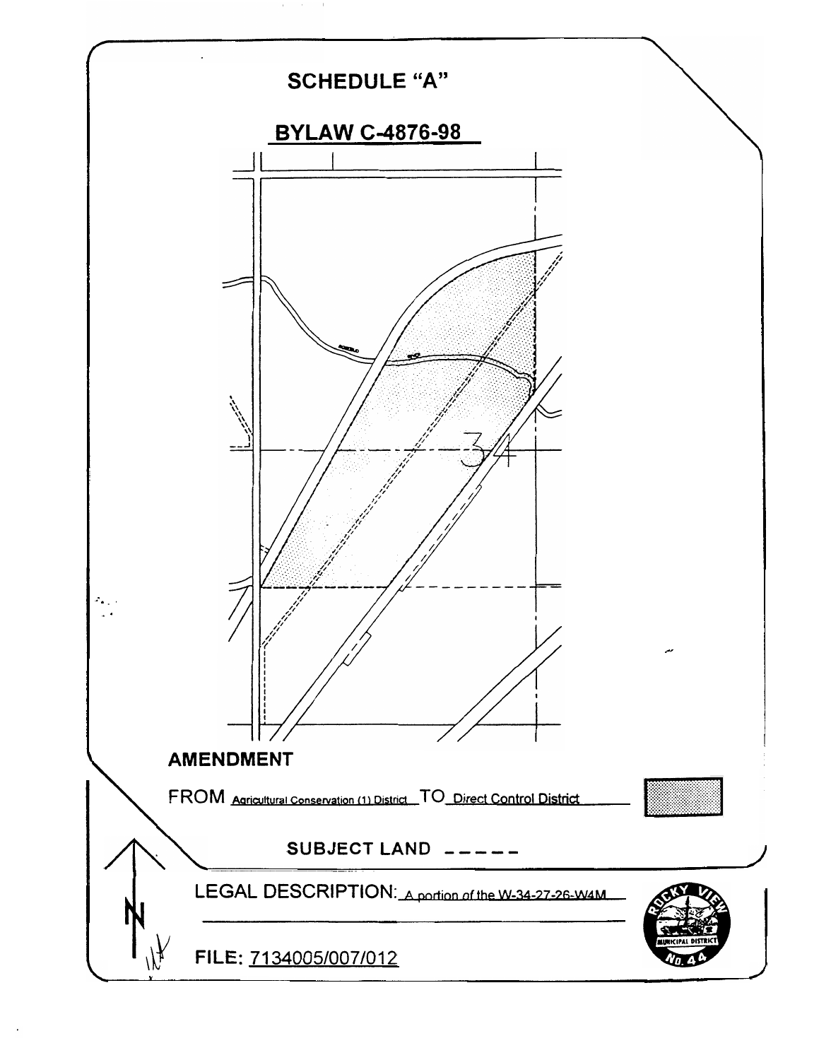# SCHEDULE "A"

## BYLAW C-4876-98

**AMENDMENT**

FROM Agricultural Conservation (1) District TO Direct Control District

**SUBJECT LAND - - - - -**

LEGAL DESCRIPTION: A portion of the W-34-27-26-W4M

**FILE:** 7134005/007/012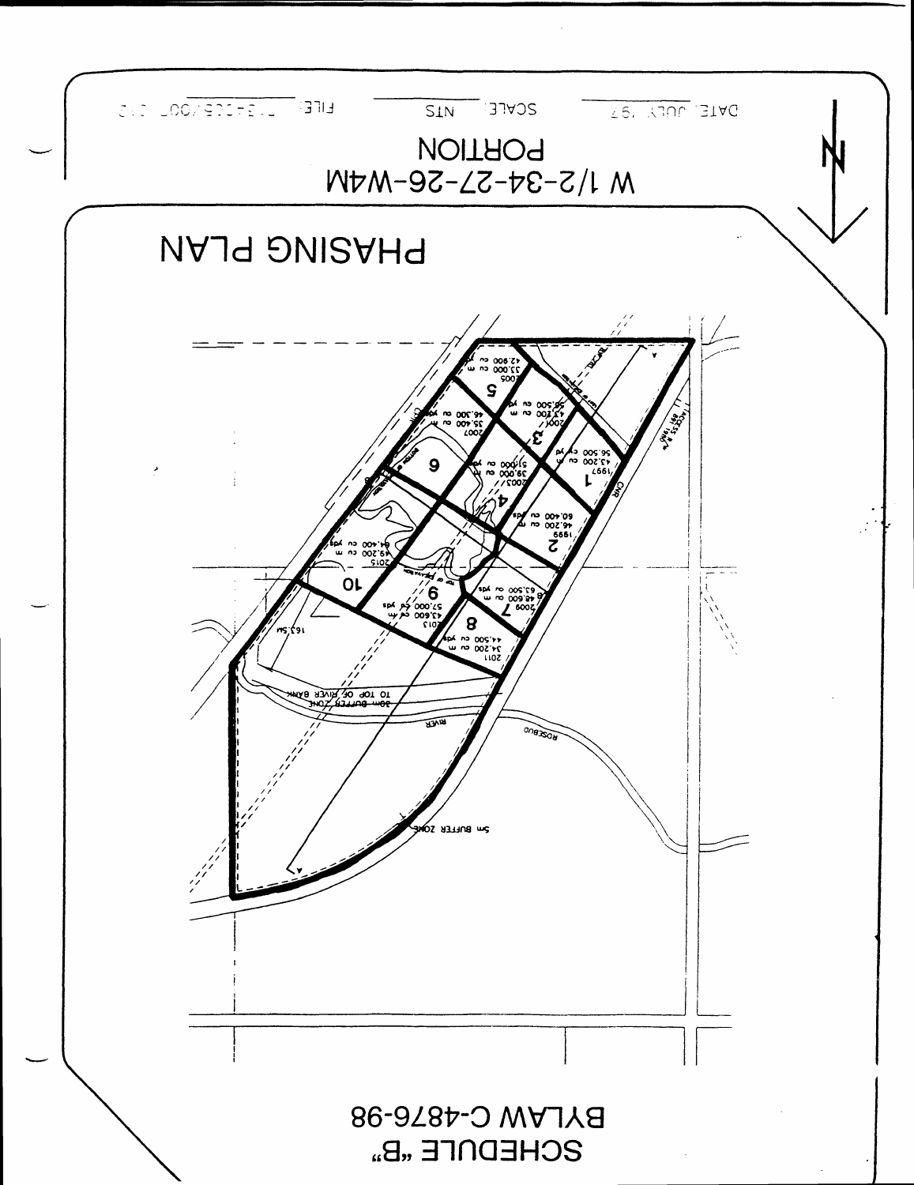# SCHEDULE "B"

# BYLAW C-4876-98

## PHASING PLAN

W 1/2-34-27-26-W4M
PORTION

DATE: JULY '97
SCALE: NTS
FILE:

N

1
1997
43,200 cu m
56,500 cu yds

2
1999
46,200 cu m
60,400 cu yds

3
2001
43,200 cu m
56,500 cu yds

4
2003
39,000 cu m
51,000 cu yds

5
2005
33,000 cu m
42,900 cu yds

6
2007
35,400 cu m
46,300 cu yds

7
2009
48,600 cu m
63,500 cu yds

8
2011
34,200 cu m
44,500 cu yds

9
2013
43,600 cu m
57,000 cu yds

10
2015
49,200 cu m
64,400 cu yds

CNR

163.5M

30m BUFFER ZONE TO TOP OF RIVER BANK

ROSEBUD RIVER

5m BUFFER ZONE